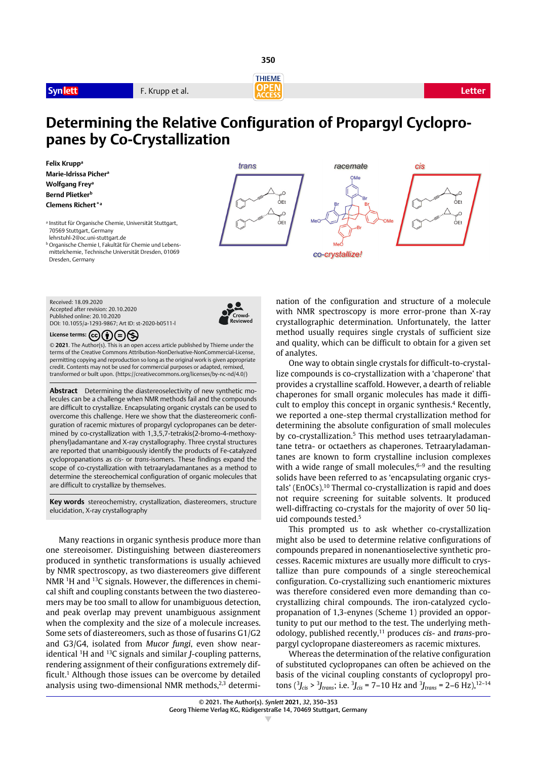# Determining the Relative Configuration of Propargyl Cyclopropanes by Co-Crystallization

**Felix Krupp**[a]
**Marie-Idrissa Picher**[a]
**Wolfgang Frey**[a]
**Bernd Plietker**[b]
**Clemens Richert***[a]

[a] Institut für Organische Chemie, Universität Stuttgart, 70569 Stuttgart, Germany
lehrstuhl-2@oc.uni-stuttgart.de

[b] Organische Chemie I, Fakultät für Chemie und Lebensmittelchemie, Technische Universität Dresden, 01069 Dresden, Germany

Received: 18.09.2020
Accepted after revision: 20.10.2020
Published online: 20.10.2020
DOI: 10.1055/a-1293-9867; Art ID: st-2020-b0511-l

Crowd-Reviewed

**License terms:**

© **2021**. The Author(s). This is an open access article published by Thieme under the terms of the Creative Commons Attribution-NonDerivative-NonCommercial-License, permitting copying and reproduction so long as the original work is given appropriate credit. Contents may not be used for commercial purposes or adapted, remixed, transformed or built upon. (https://creativecommons.org/licenses/by-nc-nd/4.0/)

**Abstract** Determining the diastereoselectivity of new synthetic molecules can be a challenge when NMR methods fail and the compounds are difficult to crystallize. Encapsulating organic crystals can be used to overcome this challenge. Here we show that the diastereomeric configuration of racemic mixtures of propargyl cyclopropanes can be determined by co-crystallization with 1,3,5,7-tetrakis(2-bromo-4-methoxyphenyl)adamantane and X-ray crystallography. Three crystal structures are reported that unambiguously identify the products of Fe-catalyzed cyclopropanations as *cis*- or *trans*-isomers. These findings expand the scope of co-crystallization with tetraaryladamantanes as a method to determine the stereochemical configuration of organic molecules that are difficult to crystallize by themselves.

**Key words** stereochemistry, crystallization, diastereomers, structure elucidation, X-ray crystallography

Many reactions in organic synthesis produce more than one stereoisomer. Distinguishing between diastereomers produced in synthetic transformations is usually achieved by NMR spectroscopy, as two diastereomers give different NMR $^1$H and $^{13}$C signals. However, the differences in chemical shift and coupling constants between the two diastereomers may be too small to allow for unambiguous detection, and peak overlap may prevent unambiguous assignment when the complexity and the size of a molecule increases. Some sets of diastereomers, such as those of fusarins G1/G2 and G3/G4, isolated from *Mucor fungi*, even show near-identical $^1$H and $^{13}$C signals and similar *J*-coupling patterns, rendering assignment of their configurations extremely difficult.[1] Although those issues can be overcome by detailed analysis using two-dimensional NMR methods,[2,3] determination of the configuration and structure of a molecule with NMR spectroscopy is more error-prone than X-ray crystallographic determination. Unfortunately, the latter method usually requires single crystals of sufficient size and quality, which can be difficult to obtain for a given set of analytes.

One way to obtain single crystals for difficult-to-crystallize compounds is co-crystallization with a 'chaperone' that provides a crystalline scaffold. However, a dearth of reliable chaperones for small organic molecules has made it difficult to employ this concept in organic synthesis.[4] Recently, we reported a one-step thermal crystallization method for determining the absolute configuration of small molecules by co-crystallization.[5] This method uses tetraaryladamantane tetra- or octaethers as chaperones. Tetraaryladamantanes are known to form crystalline inclusion complexes with a wide range of small molecules,[6–9] and the resulting solids have been referred to as 'encapsulating organic crystals' (EnOCs).[10] Thermal co-crystallization is rapid and does not require screening for suitable solvents. It produced well-diffracting co-crystals for the majority of over 50 liquid compounds tested.[5]

This prompted us to ask whether co-crystallization might also be used to determine relative configurations of compounds prepared in nonenantioselective synthetic processes. Racemic mixtures are usually more difficult to crystallize than pure compounds of a single stereochemical configuration. Co-crystallizing such enantiomeric mixtures was therefore considered even more demanding than co-crystallizing chiral compounds. The iron-catalyzed cyclopropanation of 1,3-enynes (Scheme 1) provided an opportunity to put our method to the test. The underlying methodology, published recently,[11] produces *cis*- and *trans*-propargyl cyclopropane diastereomers as racemic mixtures.

Whereas the determination of the relative configuration of substituted cyclopropanes can often be achieved on the basis of the vicinal coupling constants of cyclopropyl protons ($^3J_{cis}$ > $^3J_{trans}$; i.e. $^3J_{cis}$ = 7–10 Hz and $^3J_{trans}$ = 2–6 Hz),[12–14]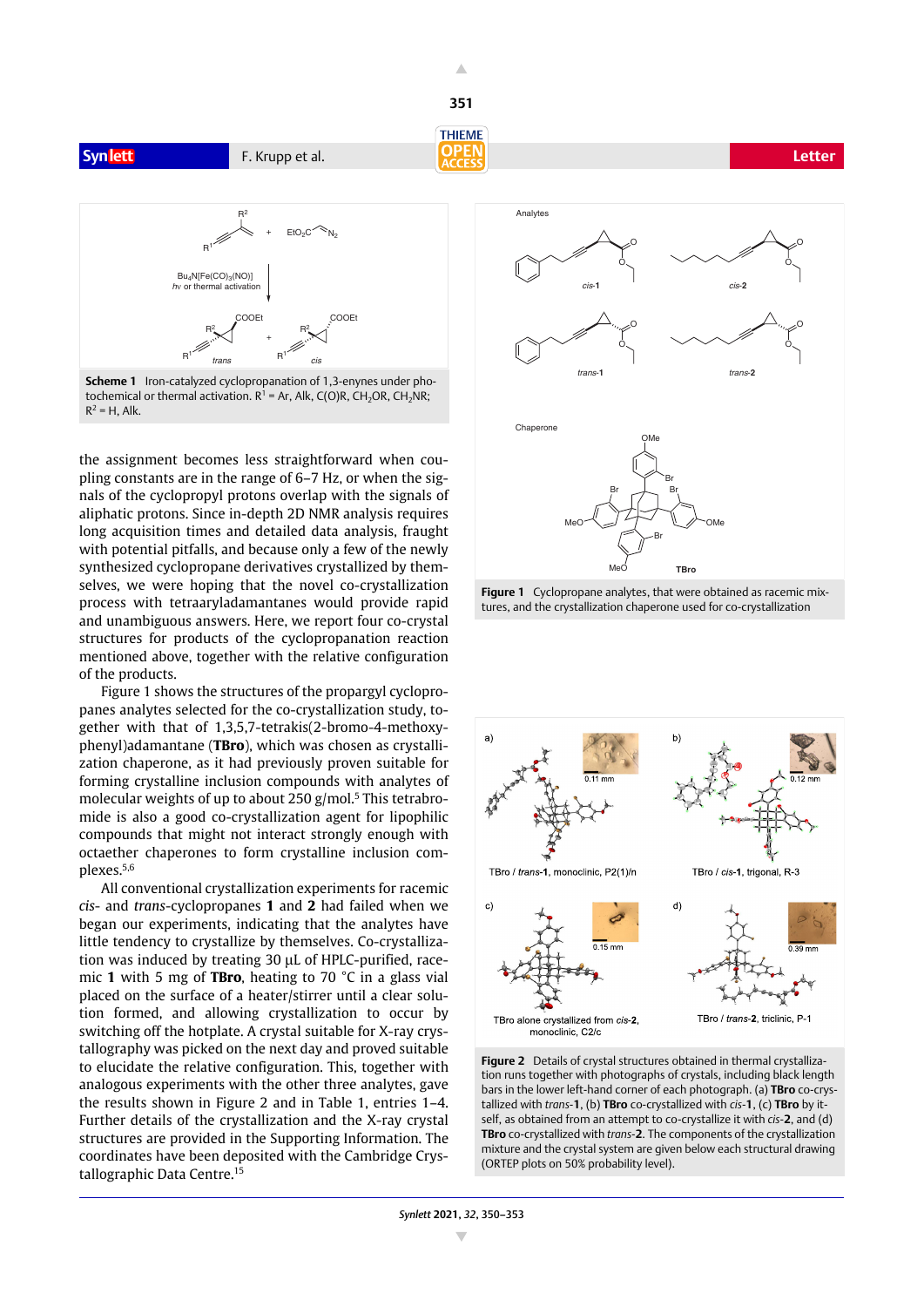**Scheme 1** Iron-catalyzed cyclopropanation of 1,3-enynes under photochemical or thermal activation. $R^1$ = Ar, Alk, C(O)R, $CH_2OR$, $CH_2NR$; $R^2$ = H, Alk.

the assignment becomes less straightforward when coupling constants are in the range of 6–7 Hz, or when the signals of the cyclopropyl protons overlap with the signals of aliphatic protons. Since in-depth 2D NMR analysis requires long acquisition times and detailed data analysis, fraught with potential pitfalls, and because only a few of the newly synthesized cyclopropane derivatives crystallized by themselves, we were hoping that the novel co-crystallization process with tetraaryladamantanes would provide rapid and unambiguous answers. Here, we report four co-crystal structures for products of the cyclopropanation reaction mentioned above, together with the relative configuration of the products.

Figure 1 shows the structures of the propargyl cyclopropanes analytes selected for the co-crystallization study, together with that of 1,3,5,7-tetrakis(2-bromo-4-methoxyphenyl)adamantane (**TBro**), which was chosen as crystallization chaperone, as it had previously proven suitable for forming crystalline inclusion compounds with analytes of molecular weights of up to about 250 g/mol.[5] This tetrabromide is also a good co-crystallization agent for lipophilic compounds that might not interact strongly enough with octaether chaperones to form crystalline inclusion complexes.[5,6]

All conventional crystallization experiments for racemic *cis*- and *trans*-cyclopropanes **1** and **2** had failed when we began our experiments, indicating that the analytes have little tendency to crystallize by themselves. Co-crystallization was induced by treating 30 μL of HPLC-purified, racemic **1** with 5 mg of **TBro**, heating to 70 °C in a glass vial placed on the surface of a heater/stirrer until a clear solution formed, and allowing crystallization to occur by switching off the hotplate. A crystal suitable for X-ray crystallography was picked on the next day and proved suitable to elucidate the relative configuration. This, together with analogous experiments with the other three analytes, gave the results shown in Figure 2 and in Table 1, entries 1–4. Further details of the crystallization and the X-ray crystal structures are provided in the Supporting Information. The coordinates have been deposited with the Cambridge Crystallographic Data Centre.[15]

**Figure 1** Cyclopropane analytes, that were obtained as racemic mixtures, and the crystallization chaperone used for co-crystallization

a) TBro / *trans*-**1**, monoclinic, P2(1)/n

b) TBro / *cis*-**1**, trigonal, R-3

c) TBro alone crystallized from *cis*-**2**, monoclinic, C2/c

d) TBro / *trans*-**2**, triclinic, P-1

**Figure 2** Details of crystal structures obtained in thermal crystallization runs together with photographs of crystals, including black length bars in the lower left-hand corner of each photograph. (a) **TBro** co-crystallized with *trans*-**1**, (b) **TBro** co-crystallized with *cis*-**1**, (c) **TBro** by itself, as obtained from an attempt to co-crystallize it with *cis*-**2**, and (d) **TBro** co-crystallized with *trans*-**2**. The components of the crystallization mixture and the crystal system are given below each structural drawing (ORTEP plots on 50% probability level).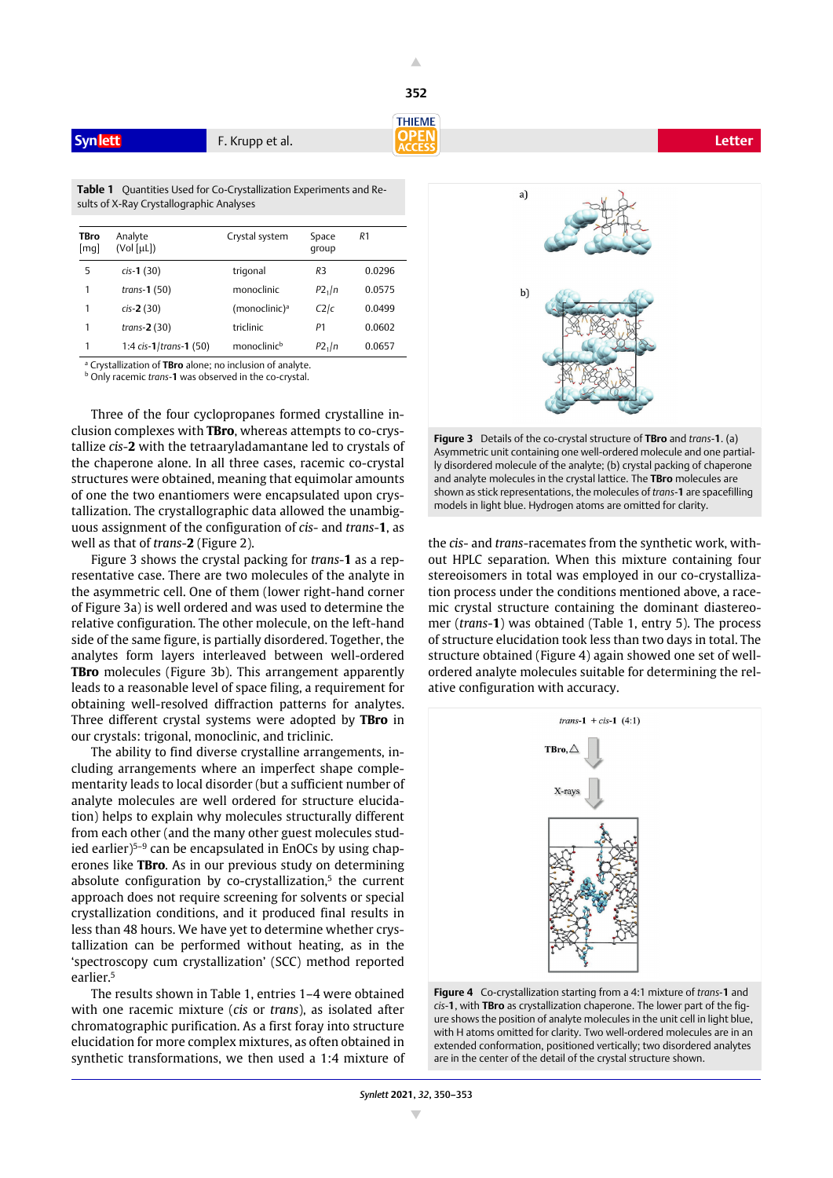**Table 1** Quantities Used for Co-Crystallization Experiments and Results of X-Ray Crystallographic Analyses

| TBro [mg] | Analyte (Vol [μL]) | Crystal system | Space group | *R*1 |
|---|---|---|---|---|
| 5 | *cis*-**1** (30) | trigonal | *R*3 | 0.0296 |
| 1 | *trans*-**1** (50) | monoclinic | $P2_1/n$ | 0.0575 |
| 1 | *cis*-**2** (30) | (monoclinic)[a] | *C*2/*c* | 0.0499 |
| 1 | *trans*-**2** (30) | triclinic | *P*1 | 0.0602 |
| 1 | 1:4 *cis*-**1**/*trans*-**1** (50) | monoclinic[b] | $P2_1/n$ | 0.0657 |

[a] Crystallization of **TBro** alone; no inclusion of analyte.
[b] Only racemic *trans*-**1** was observed in the co-crystal.

Three of the four cyclopropanes formed crystalline inclusion complexes with **TBro**, whereas attempts to co-crystallize *cis*-**2** with the tetraaryladamantane led to crystals of the chaperone alone. In all three cases, racemic co-crystal structures were obtained, meaning that equimolar amounts of one the two enantiomers were encapsulated upon crystallization. The crystallographic data allowed the unambiguous assignment of the configuration of *cis*- and *trans*-**1**, as well as that of *trans*-**2** (Figure 2).

Figure 3 shows the crystal packing for *trans*-**1** as a representative case. There are two molecules of the analyte in the asymmetric cell. One of them (lower right-hand corner of Figure 3a) is well ordered and was used to determine the relative configuration. The other molecule, on the left-hand side of the same figure, is partially disordered. Together, the analytes form layers interleaved between well-ordered **TBro** molecules (Figure 3b). This arrangement apparently leads to a reasonable level of space filing, a requirement for obtaining well-resolved diffraction patterns for analytes. Three different crystal systems were adopted by **TBro** in our crystals: trigonal, monoclinic, and triclinic.

The ability to find diverse crystalline arrangements, including arrangements where an imperfect shape complementarity leads to local disorder (but a sufficient number of analyte molecules are well ordered for structure elucidation) helps to explain why molecules structurally different from each other (and the many other guest molecules studied earlier)[5–9] can be encapsulated in EnOCs by using chaperones like **TBro**. As in our previous study on determining absolute configuration by co-crystallization,[5] the current approach does not require screening for solvents or special crystallization conditions, and it produced final results in less than 48 hours. We have yet to determine whether crystallization can be performed without heating, as in the 'spectroscopy cum crystallization' (SCC) method reported earlier.[5]

The results shown in Table 1, entries 1–4 were obtained with one racemic mixture (*cis* or *trans*), as isolated after chromatographic purification. As a first foray into structure elucidation for more complex mixtures, as often obtained in synthetic transformations, we then used a 1:4 mixture of the *cis*- and *trans*-racemates from the synthetic work, without HPLC separation. When this mixture containing four stereoisomers in total was employed in our co-crystallization process under the conditions mentioned above, a racemic crystal structure containing the dominant diastereomer (*trans*-**1**) was obtained (Table 1, entry 5). The process of structure elucidation took less than two days in total. The structure obtained (Figure 4) again showed one set of well-ordered analyte molecules suitable for determining the relative configuration with accuracy.

**Figure 3** Details of the co-crystal structure of **TBro** and *trans*-**1**. (a) Asymmetric unit containing one well-ordered molecule and one partially disordered molecule of the analyte; (b) crystal packing of chaperone and analyte molecules in the crystal lattice. The **TBro** molecules are shown as stick representations, the molecules of *trans*-**1** are spacefilling models in light blue. Hydrogen atoms are omitted for clarity.

**Figure 4** Co-crystallization starting from a 4:1 mixture of *trans*-**1** and *cis*-**1**, with **TBro** as crystallization chaperone. The lower part of the figure shows the position of analyte molecules in the unit cell in light blue, with H atoms omitted for clarity. Two well-ordered molecules are in an extended conformation, positioned vertically; two disordered analytes are in the center of the detail of the crystal structure shown.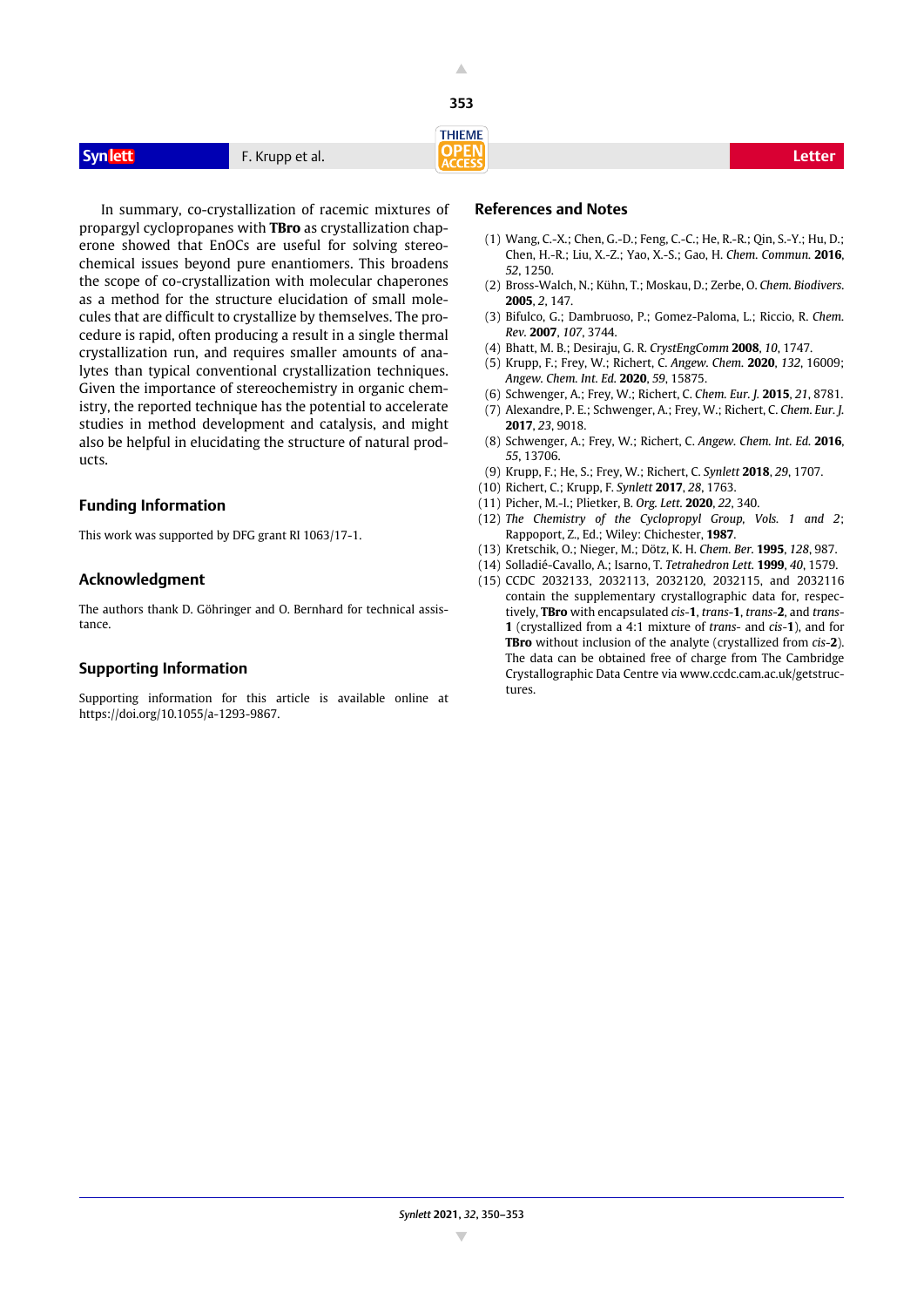In summary, co-crystallization of racemic mixtures of propargyl cyclopropanes with **TBro** as crystallization chaperone showed that EnOCs are useful for solving stereochemical issues beyond pure enantiomers. This broadens the scope of co-crystallization with molecular chaperones as a method for the structure elucidation of small molecules that are difficult to crystallize by themselves. The procedure is rapid, often producing a result in a single thermal crystallization run, and requires smaller amounts of analytes than typical conventional crystallization techniques. Given the importance of stereochemistry in organic chemistry, the reported technique has the potential to accelerate studies in method development and catalysis, and might also be helpful in elucidating the structure of natural products.

## Funding Information

This work was supported by DFG grant RI 1063/17-1.

## Acknowledgment

The authors thank D. Göhringer and O. Bernhard for technical assistance.

## Supporting Information

Supporting information for this article is available online at https://doi.org/10.1055/a-1293-9867.

## References and Notes

(1) Wang, C.-X.; Chen, G.-D.; Feng, C.-C.; He, R.-R.; Qin, S.-Y.; Hu, D.; Chen, H.-R.; Liu, X.-Z.; Yao, X.-S.; Gao, H. *Chem. Commun.* **2016**, *52*, 1250.

(2) Bross-Walch, N.; Kühn, T.; Moskau, D.; Zerbe, O. *Chem. Biodivers.* **2005**, *2*, 147.

(3) Bifulco, G.; Dambruoso, P.; Gomez-Paloma, L.; Riccio, R. *Chem. Rev.* **2007**, *107*, 3744.

(4) Bhatt, M. B.; Desiraju, G. R. *CrystEngComm* **2008**, *10*, 1747.

(5) Krupp, F.; Frey, W.; Richert, C. *Angew. Chem.* **2020**, *132*, 16009; *Angew. Chem. Int. Ed.* **2020**, *59*, 15875.

(6) Schwenger, A.; Frey, W.; Richert, C. *Chem. Eur. J.* **2015**, *21*, 8781.

(7) Alexandre, P. E.; Schwenger, A.; Frey, W.; Richert, C. *Chem. Eur. J.* **2017**, *23*, 9018.

(8) Schwenger, A.; Frey, W.; Richert, C. *Angew. Chem. Int. Ed.* **2016**, *55*, 13706.

(9) Krupp, F.; He, S.; Frey, W.; Richert, C. *Synlett* **2018**, *29*, 1707.

(10) Richert, C.; Krupp, F. *Synlett* **2017**, *28*, 1763.

(11) Picher, M.-I.; Plietker, B. *Org. Lett.* **2020**, *22*, 340.

(12) *The Chemistry of the Cyclopropyl Group, Vols. 1 and 2*; Rappoport, Z., Ed.; Wiley: Chichester, **1987**.

(13) Kretschik, O.; Nieger, M.; Dötz, K. H. *Chem. Ber.* **1995**, *128*, 987.

(14) Solladié-Cavallo, A.; Isarno, T. *Tetrahedron Lett.* **1999**, *40*, 1579.

(15) CCDC 2032133, 2032113, 2032120, 2032115, and 2032116 contain the supplementary crystallographic data for, respectively, **TBro** with encapsulated *cis*-**1**, *trans*-**1**, *trans*-**2**, and *trans*-**1** (crystallized from a 4:1 mixture of *trans*- and *cis*-**1**), and for **TBro** without inclusion of the analyte (crystallized from *cis*-**2**). The data can be obtained free of charge from The Cambridge Crystallographic Data Centre via www.ccdc.cam.ac.uk/getstructures.